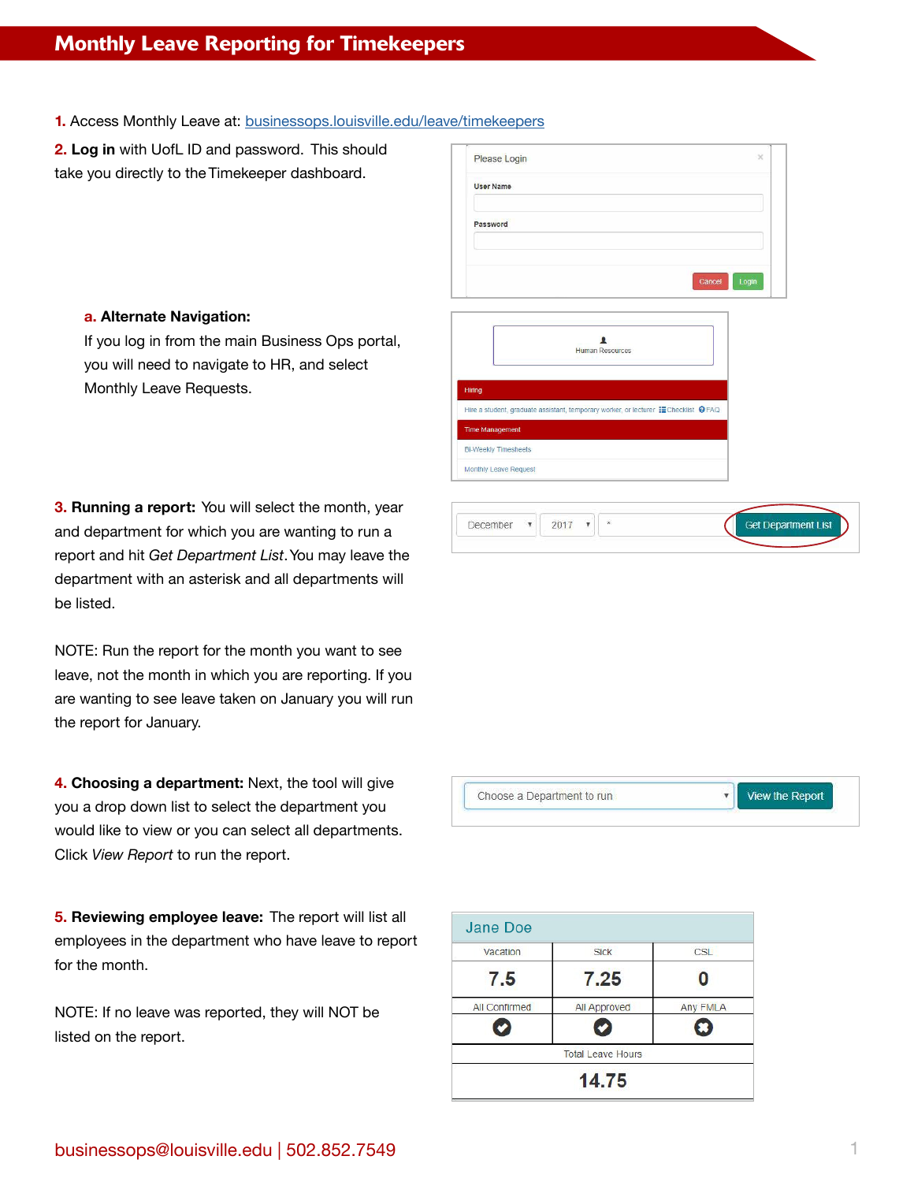# Monthly Leave Reporting for Timekeepers

**1.** Access Monthly Leave at: businessops.louisville.edu/leave/timekeepers

**2. Log in** with UofL ID and password. This should take you directly to the Timekeeper dashboard.

**a. Alternate Navigation:**
If you log in from the main Business Ops portal, you will need to navigate to HR, and select Monthly Leave Requests.

**3. Running a report:** You will select the month, year and department for which you are wanting to run a report and hit *Get Department List*. You may leave the department with an asterisk and all departments will be listed.

NOTE: Run the report for the month you want to see leave, not the month in which you are reporting. If you are wanting to see leave taken on January you will run the report for January.

**4. Choosing a department:** Next, the tool will give you a drop down list to select the department you would like to view or you can select all departments. Click *View Report* to run the report.

**5. Reviewing employee leave:** The report will list all employees in the department who have leave to report for the month.

NOTE: If no leave was reported, they will NOT be listed on the report.

businessops@louisville.edu | 502.852.7549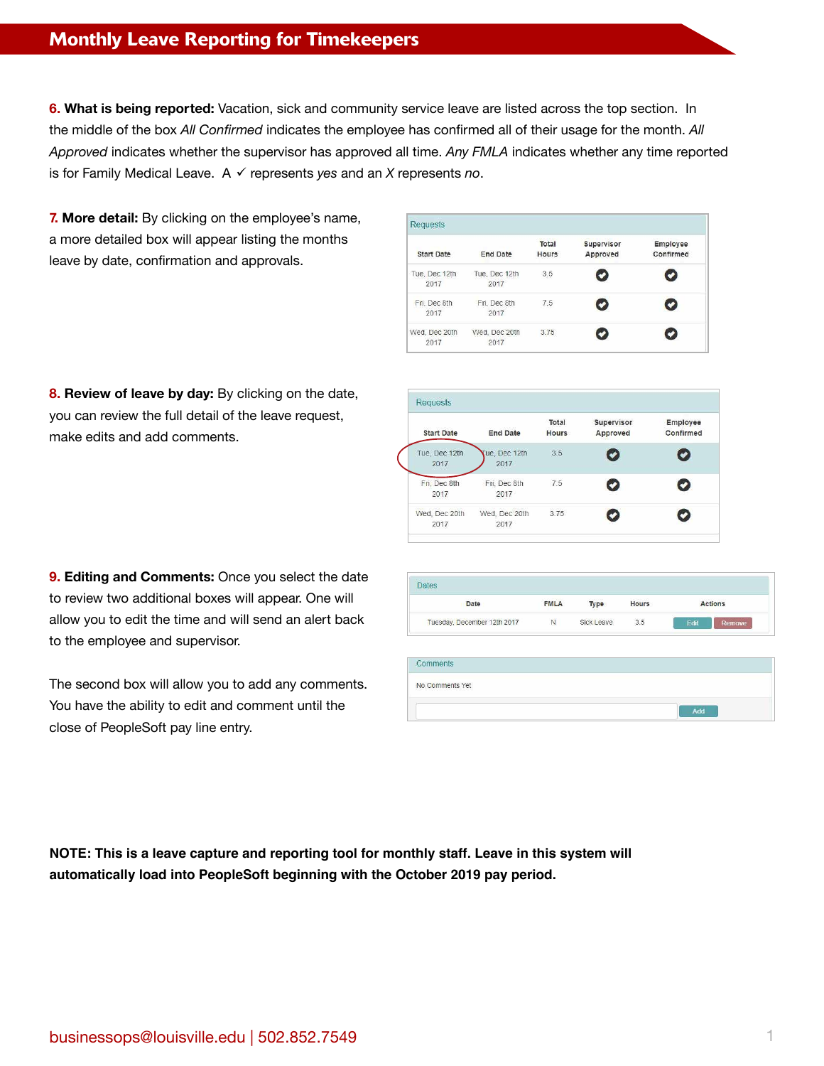## Monthly Leave Reporting for Timekeepers

**6. What is being reported:** Vacation, sick and community service leave are listed across the top section. In the middle of the box *All Confirmed* indicates the employee has confirmed all of their usage for the month. *All Approved* indicates whether the supervisor has approved all time. *Any FMLA* indicates whether any time reported is for Family Medical Leave. A ✓ represents *yes* and an *X* represents *no*.

**7. More detail:** By clicking on the employee's name, a more detailed box will appear listing the months leave by date, confirmation and approvals.

Requests

| Start Date | End Date | Total Hours | Supervisor Approved | Employee Confirmed |
|---|---|---|---|---|
| Tue, Dec 12th 2017 | Tue, Dec 12th 2017 | 3.5 | ✓ | ✓ |
| Fri, Dec 8th 2017 | Fri, Dec 8th 2017 | 7.5 | ✓ | ✓ |
| Wed, Dec 20th 2017 | Wed, Dec 20th 2017 | 3.75 | ✓ | ✓ |

**8. Review of leave by day:** By clicking on the date, you can review the full detail of the leave request, make edits and add comments.

Requests

| Start Date | End Date | Total Hours | Supervisor Approved | Employee Confirmed |
|---|---|---|---|---|
| Tue, Dec 12th 2017 | Tue, Dec 12th 2017 | 3.5 | ✓ | ✓ |
| Fri, Dec 8th 2017 | Fri, Dec 8th 2017 | 7.5 | ✓ | ✓ |
| Wed, Dec 20th 2017 | Wed, Dec 20th 2017 | 3.75 | ✓ | ✓ |

**9. Editing and Comments:** Once you select the date to review two additional boxes will appear. One will allow you to edit the time and will send an alert back to the employee and supervisor.

The second box will allow you to add any comments. You have the ability to edit and comment until the close of PeopleSoft pay line entry.

Dates

| Date | FMLA | Type | Hours | Actions |
|---|---|---|---|---|
| Tuesday, December 12th 2017 | N | Sick Leave | 3.5 | Edit Remove |

Comments

No Comments Yet

Add

**NOTE: This is a leave capture and reporting tool for monthly staff. Leave in this system will automatically load into PeopleSoft beginning with the October 2019 pay period.**

businessops@louisville.edu | 502.852.7549